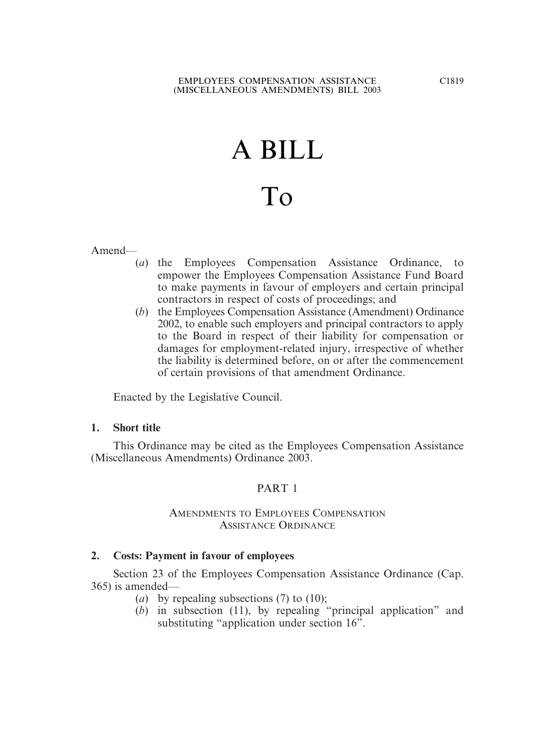# A BILL

# To

Amend—

- (*a*) the Employees Compensation Assistance Ordinance, to empower the Employees Compensation Assistance Fund Board to make payments in favour of employers and certain principal contractors in respect of costs of proceedings; and
- (*b*) the Employees Compensation Assistance (Amendment) Ordinance 2002, to enable such employers and principal contractors to apply to the Board in respect of their liability for compensation or damages for employment-related injury, irrespective of whether the liability is determined before, on or after the commencement of certain provisions of that amendment Ordinance.

Enacted by the Legislative Council.

**1. Short title**

This Ordinance may be cited as the Employees Compensation Assistance (Miscellaneous Amendments) Ordinance 2003.

## PART 1

### AMENDMENTS TO EMPLOYEES COMPENSATION ASSISTANCE ORDINANCE

**2. Costs: Payment in favour of employees**

Section 23 of the Employees Compensation Assistance Ordinance (Cap. 365) is amended—

- (*a*) by repealing subsections (7) to (10);
- (*b*) in subsection (11), by repealing "principal application" and substituting "application under section 16".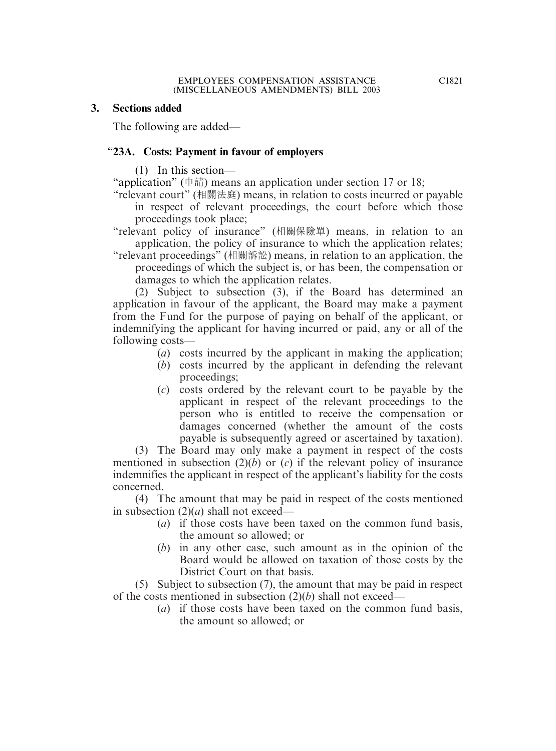### 3. Sections added

The following are added—

#### "23A. Costs: Payment in favour of employers

(1) In this section—

"application" (申請) means an application under section 17 or 18;

"relevant court" (相關法庭) means, in relation to costs incurred or payable in respect of relevant proceedings, the court before which those proceedings took place;

"relevant policy of insurance" (相關保險單) means, in relation to an application, the policy of insurance to which the application relates;

"relevant proceedings" (相關訴訟) means, in relation to an application, the proceedings of which the subject is, or has been, the compensation or damages to which the application relates.

(2) Subject to subsection (3), if the Board has determined an application in favour of the applicant, the Board may make a payment from the Fund for the purpose of paying on behalf of the applicant, or indemnifying the applicant for having incurred or paid, any or all of the following costs—

- (*a*) costs incurred by the applicant in making the application;
- (*b*) costs incurred by the applicant in defending the relevant proceedings;
- (*c*) costs ordered by the relevant court to be payable by the applicant in respect of the relevant proceedings to the person who is entitled to receive the compensation or damages concerned (whether the amount of the costs payable is subsequently agreed or ascertained by taxation).

(3) The Board may only make a payment in respect of the costs mentioned in subsection (2)(*b*) or (*c*) if the relevant policy of insurance indemnifies the applicant in respect of the applicant's liability for the costs concerned.

(4) The amount that may be paid in respect of the costs mentioned in subsection (2)(*a*) shall not exceed—

- (*a*) if those costs have been taxed on the common fund basis, the amount so allowed; or
- (*b*) in any other case, such amount as in the opinion of the Board would be allowed on taxation of those costs by the District Court on that basis.

(5) Subject to subsection (7), the amount that may be paid in respect of the costs mentioned in subsection (2)(*b*) shall not exceed—

- (*a*) if those costs have been taxed on the common fund basis, the amount so allowed; or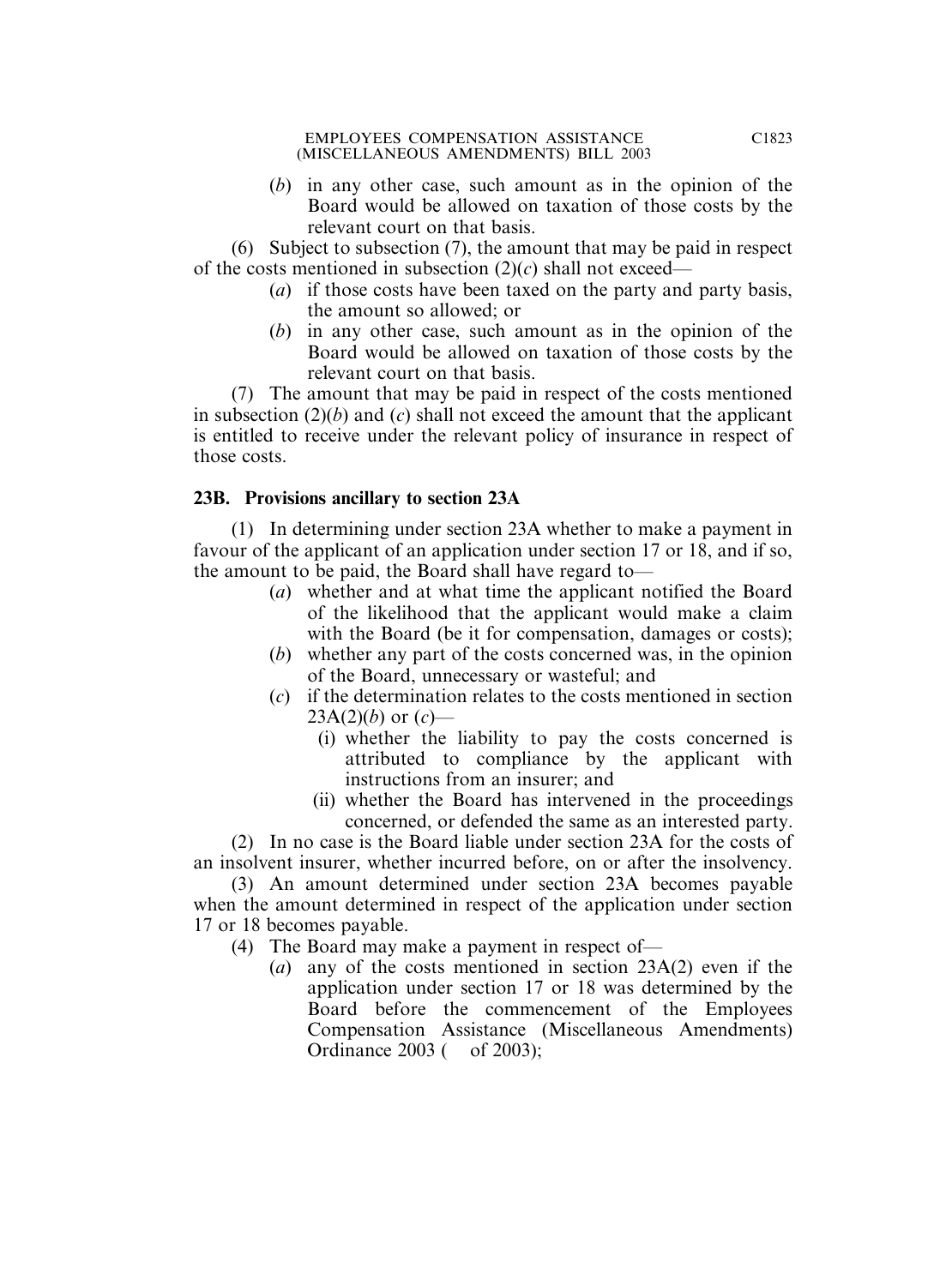(*b*) in any other case, such amount as in the opinion of the Board would be allowed on taxation of those costs by the relevant court on that basis.

(6) Subject to subsection (7), the amount that may be paid in respect of the costs mentioned in subsection (2)(*c*) shall not exceed—

(*a*) if those costs have been taxed on the party and party basis, the amount so allowed; or

(*b*) in any other case, such amount as in the opinion of the Board would be allowed on taxation of those costs by the relevant court on that basis.

(7) The amount that may be paid in respect of the costs mentioned in subsection (2)(*b*) and (*c*) shall not exceed the amount that the applicant is entitled to receive under the relevant policy of insurance in respect of those costs.

**23B. Provisions ancillary to section 23A**

(1) In determining under section 23A whether to make a payment in favour of the applicant of an application under section 17 or 18, and if so, the amount to be paid, the Board shall have regard to—

(*a*) whether and at what time the applicant notified the Board of the likelihood that the applicant would make a claim with the Board (be it for compensation, damages or costs);

(*b*) whether any part of the costs concerned was, in the opinion of the Board, unnecessary or wasteful; and

(*c*) if the determination relates to the costs mentioned in section 23A(2)(*b*) or (*c*)—

(i) whether the liability to pay the costs concerned is attributed to compliance by the applicant with instructions from an insurer; and

(ii) whether the Board has intervened in the proceedings concerned, or defended the same as an interested party.

(2) In no case is the Board liable under section 23A for the costs of an insolvent insurer, whether incurred before, on or after the insolvency.

(3) An amount determined under section 23A becomes payable when the amount determined in respect of the application under section 17 or 18 becomes payable.

(4) The Board may make a payment in respect of—

(*a*) any of the costs mentioned in section 23A(2) even if the application under section 17 or 18 was determined by the Board before the commencement of the Employees Compensation Assistance (Miscellaneous Amendments) Ordinance 2003 (   of 2003);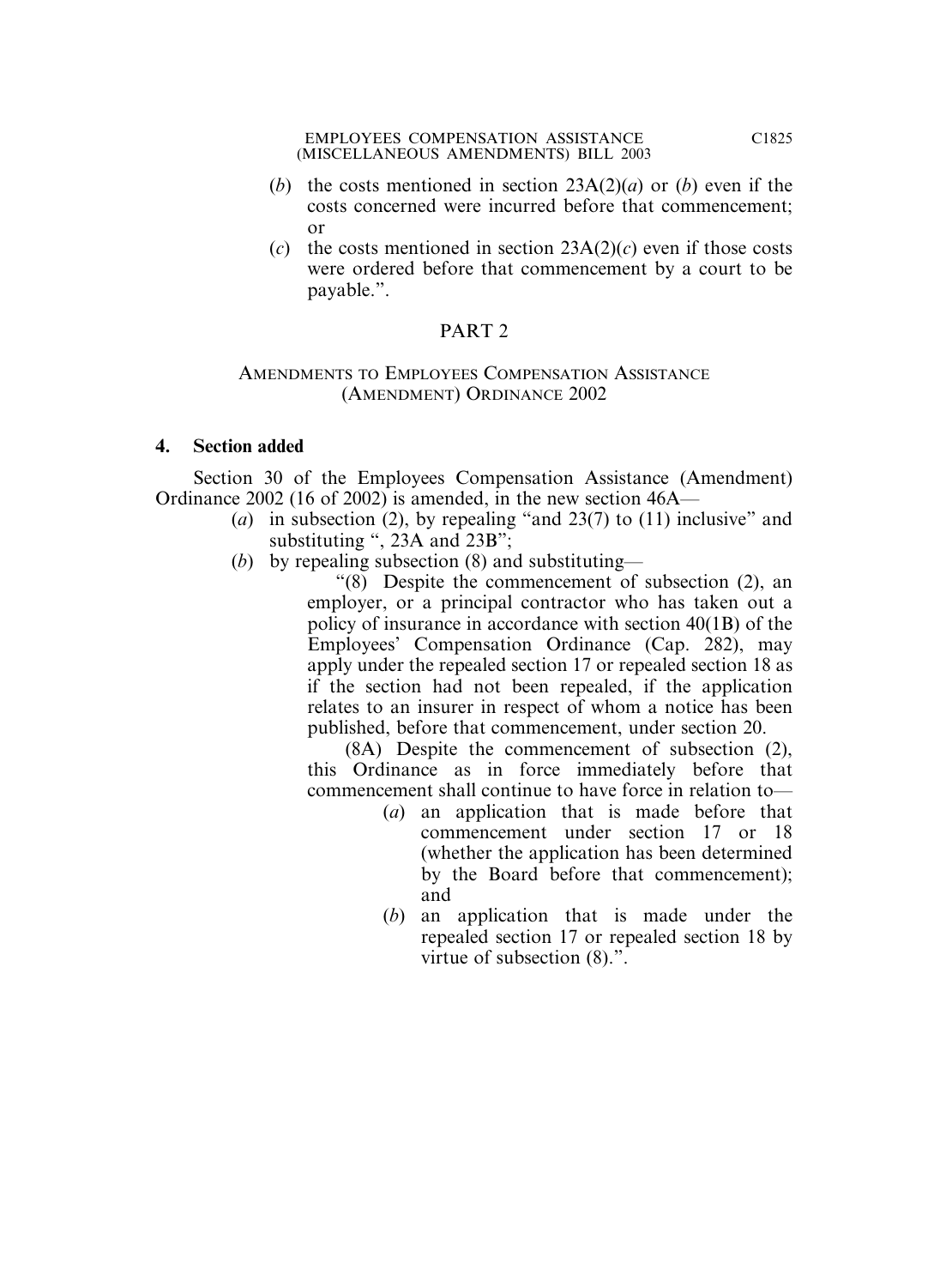(*b*) the costs mentioned in section 23A(2)(*a*) or (*b*) even if the costs concerned were incurred before that commencement; or

(*c*) the costs mentioned in section 23A(2)(*c*) even if those costs were ordered before that commencement by a court to be payable.".

## PART 2

### AMENDMENTS TO EMPLOYEES COMPENSATION ASSISTANCE (AMENDMENT) ORDINANCE 2002

**4. Section added**

Section 30 of the Employees Compensation Assistance (Amendment) Ordinance 2002 (16 of 2002) is amended, in the new section 46A—

(*a*) in subsection (2), by repealing "and 23(7) to (11) inclusive" and substituting ", 23A and 23B";

(*b*) by repealing subsection (8) and substituting—

"(8) Despite the commencement of subsection (2), an employer, or a principal contractor who has taken out a policy of insurance in accordance with section 40(1B) of the Employees' Compensation Ordinance (Cap. 282), may apply under the repealed section 17 or repealed section 18 as if the section had not been repealed, if the application relates to an insurer in respect of whom a notice has been published, before that commencement, under section 20.

(8A) Despite the commencement of subsection (2), this Ordinance as in force immediately before that commencement shall continue to have force in relation to—

(*a*) an application that is made before that commencement under section 17 or 18 (whether the application has been determined by the Board before that commencement); and

(*b*) an application that is made under the repealed section 17 or repealed section 18 by virtue of subsection (8).".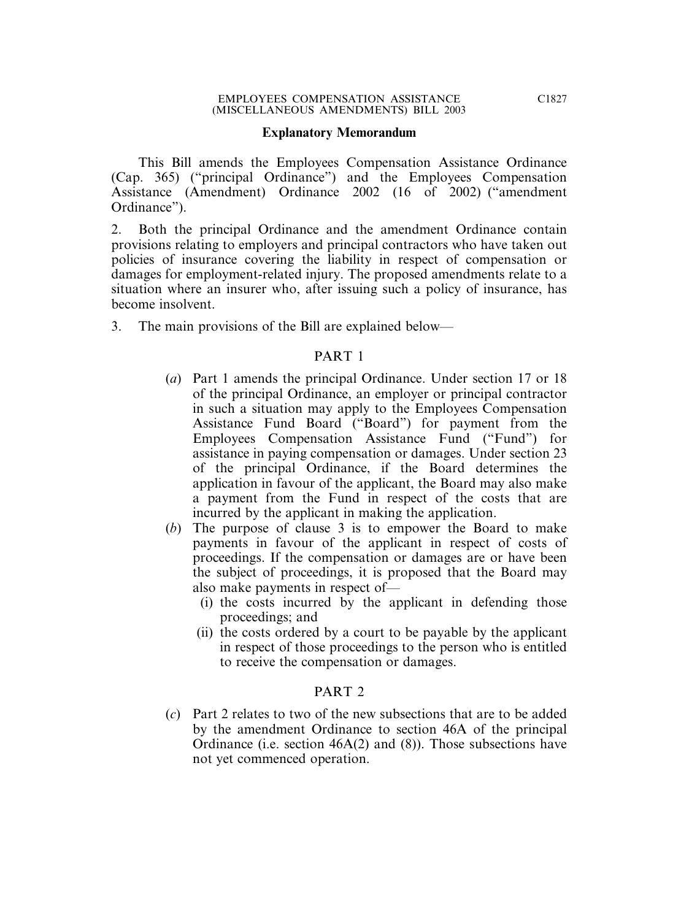## Explanatory Memorandum

This Bill amends the Employees Compensation Assistance Ordinance (Cap. 365) ("principal Ordinance") and the Employees Compensation Assistance (Amendment) Ordinance 2002 (16 of 2002) ("amendment Ordinance").

2. Both the principal Ordinance and the amendment Ordinance contain provisions relating to employers and principal contractors who have taken out policies of insurance covering the liability in respect of compensation or damages for employment-related injury. The proposed amendments relate to a situation where an insurer who, after issuing such a policy of insurance, has become insolvent.

3. The main provisions of the Bill are explained below—

### PART 1

(*a*) Part 1 amends the principal Ordinance. Under section 17 or 18 of the principal Ordinance, an employer or principal contractor in such a situation may apply to the Employees Compensation Assistance Fund Board ("Board") for payment from the Employees Compensation Assistance Fund ("Fund") for assistance in paying compensation or damages. Under section 23 of the principal Ordinance, if the Board determines the application in favour of the applicant, the Board may also make a payment from the Fund in respect of the costs that are incurred by the applicant in making the application.

(*b*) The purpose of clause 3 is to empower the Board to make payments in favour of the applicant in respect of costs of proceedings. If the compensation or damages are or have been the subject of proceedings, it is proposed that the Board may also make payments in respect of—

- (i) the costs incurred by the applicant in defending those proceedings; and
- (ii) the costs ordered by a court to be payable by the applicant in respect of those proceedings to the person who is entitled to receive the compensation or damages.

### PART 2

(*c*) Part 2 relates to two of the new subsections that are to be added by the amendment Ordinance to section 46A of the principal Ordinance (i.e. section 46A(2) and (8)). Those subsections have not yet commenced operation.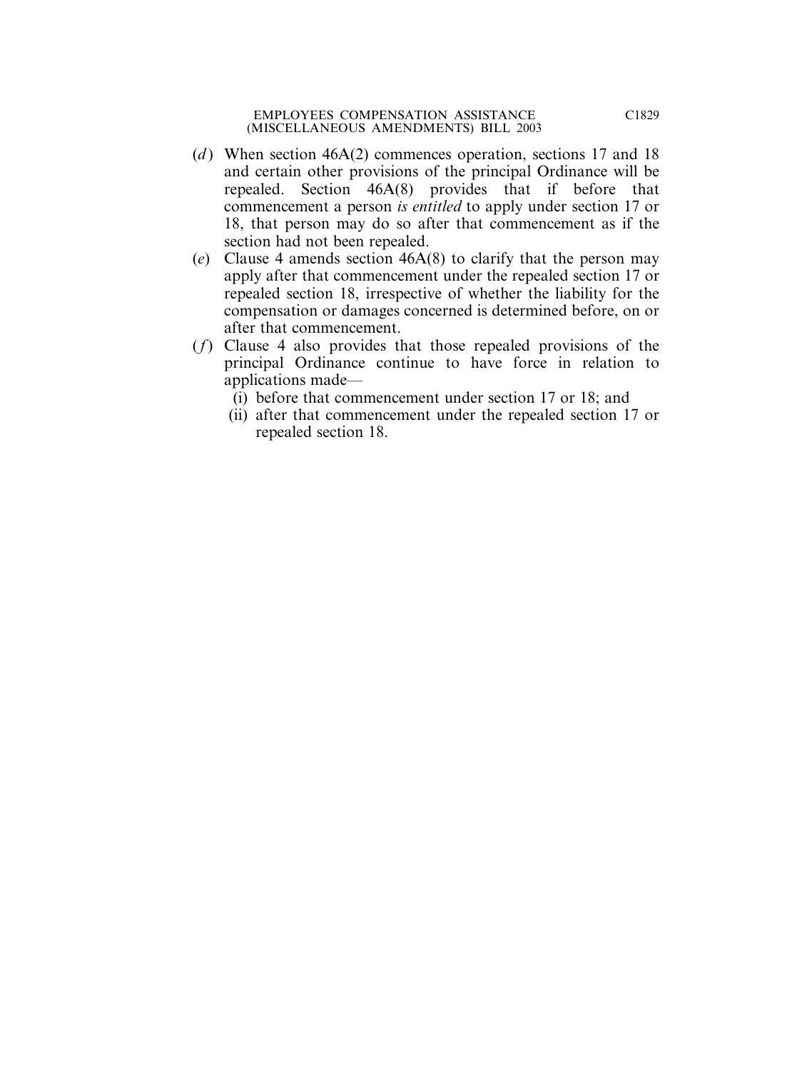(*d*) When section 46A(2) commences operation, sections 17 and 18 and certain other provisions of the principal Ordinance will be repealed. Section 46A(8) provides that if before that commencement a person *is entitled* to apply under section 17 or 18, that person may do so after that commencement as if the section had not been repealed.

(*e*) Clause 4 amends section 46A(8) to clarify that the person may apply after that commencement under the repealed section 17 or repealed section 18, irrespective of whether the liability for the compensation or damages concerned is determined before, on or after that commencement.

(*f*) Clause 4 also provides that those repealed provisions of the principal Ordinance continue to have force in relation to applications made—

(i) before that commencement under section 17 or 18; and

(ii) after that commencement under the repealed section 17 or repealed section 18.